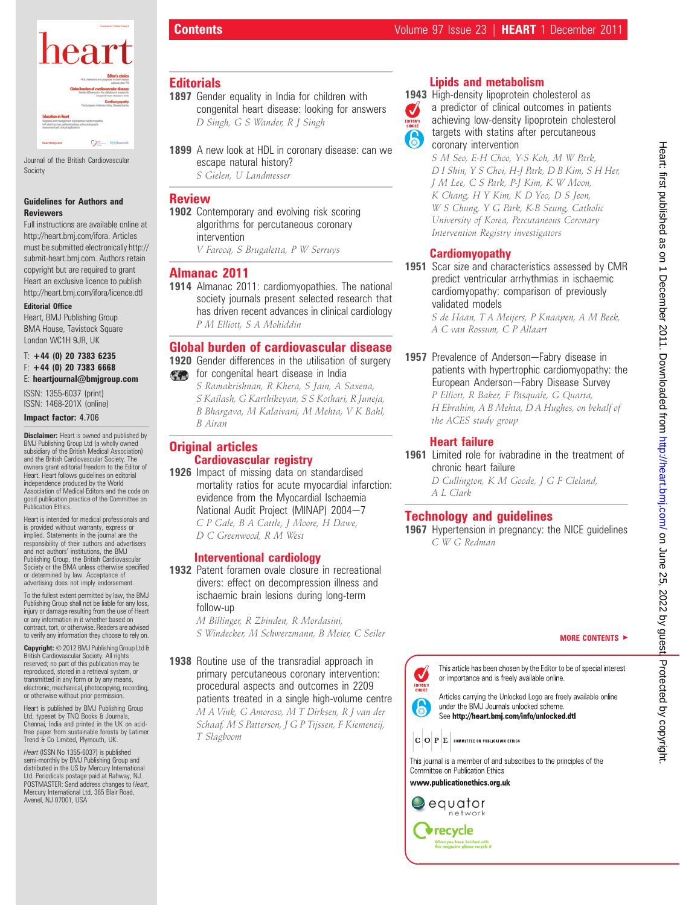Journal of the British Cardiovascular Society

**Guidelines for Authors and Reviewers**

Full instructions are available online at http://heart.bmj.com/ifora. Articles must be submitted electronically http://submit-heart.bmj.com. Authors retain copyright but are required to grant Heart an exclusive licence to publish http://heart.bmj.com/ifora/licence.dtl

**Editorial Office**

Heart, BMJ Publishing Group
BMA House, Tavistock Square
London WC1H 9JR, UK

T: **+44 (0) 20 7383 6235**
F: **+44 (0) 20 7383 6668**
E: **heartjournal@bmjgroup.com**

ISSN: 1355-6037 (print)
ISSN: 1468-201X (online)

**Impact factor:** 4.706

**Disclaimer:** Heart is owned and published by BMJ Publishing Group Ltd (a wholly owned subsidiary of the British Medical Association) and the British Cardiovascular Society. The owners grant editorial freedom to the Editor of Heart. Heart follows guidelines on editorial independence produced by the World Association of Medical Editors and the code on good publication practice of the Committee on Publication Ethics.

Heart is intended for medical professionals and is provided without warranty, express or implied. Statements in the journal are the responsibility of their authors and advertisers and not authors' institutions, the BMJ Publishing Group, the British Cardiovascular Society or the BMA unless otherwise specified or determined by law. Acceptance of advertising does not imply endorsement.

To the fullest extent permitted by law, the BMJ Publishing Group shall not be liable for any loss, injury or damage resulting from the use of Heart or any information in it whether based on contract, tort, or otherwise. Readers are advised to verify any information they choose to rely on.

**Copyright:** © 2012 BMJ Publishing Group Ltd & British Cardiovascular Society. All rights reserved; no part of this publication may be reproduced, stored in a retrieval system, or transmitted in any form or by any means, electronic, mechanical, photocopying, recording, or otherwise without prior permission.

Heart is published by BMJ Publishing Group Ltd, typeset by TNQ Books & Journals, Chennai, India and printed in the UK on acid-free paper from sustainable forests by Latimer Trend & Co Limited, Plymouth, UK.

*Heart* (ISSN No 1355-6037) is published semi-monthly by BMJ Publishing Group and distributed in the US by Mercury International Ltd. Periodicals postage paid at Rahway, NJ. POSTMASTER: Send address changes to *Heart*, Mercury International Ltd, 365 Blair Road, Avenel, NJ 07001, USA

# Contents

## Editorials

**1897** Gender equality in India for children with congenital heart disease: looking for answers
*D Singh, G S Wander, R J Singh*

**1899** A new look at HDL in coronary disease: can we escape natural history?
*S Gielen, U Landmesser*

## Review

**1902** Contemporary and evolving risk scoring algorithms for percutaneous coronary intervention
*V Farooq, S Brugaletta, P W Serruys*

## Almanac 2011

**1914** Almanac 2011: cardiomyopathies. The national society journals present selected research that has driven recent advances in clinical cardiology
*P M Elliott, S A Mohiddin*

## Global burden of cardiovascular disease

**1920** Gender differences in the utilisation of surgery for congenital heart disease in India
*S Ramakrishnan, R Khera, S Jain, A Saxena, S Kailash, G Karthikeyan, S S Kothari, R Juneja, B Bhargava, M Kalaivani, M Mehta, V K Bahl, B Airan*

## Original articles

### Cardiovascular registry

**1926** Impact of missing data on standardised mortality ratios for acute myocardial infarction: evidence from the Myocardial Ischaemia National Audit Project (MINAP) 2004—7
*C P Gale, B A Cattle, J Moore, H Dawe, D C Greenwood, R M West*

### Interventional cardiology

**1932** Patent foramen ovale closure in recreational divers: effect on decompression illness and ischaemic brain lesions during long-term follow-up
*M Billinger, R Zbinden, R Mordasini, S Windecker, M Schwerzmann, B Meier, C Seiler*

**1938** Routine use of the transradial approach in primary percutaneous coronary intervention: procedural aspects and outcomes in 2209 patients treated in a single high-volume centre
*M A Vink, G Amoroso, M T Dirksen, R J van der Schaaf, M S Patterson, J G P Tijssen, F Kiemeneij, T Slagboom*

### Lipids and metabolism

**1943** High-density lipoprotein cholesterol as a predictor of clinical outcomes in patients achieving low-density lipoprotein cholesterol targets with statins after percutaneous coronary intervention (EDITOR'S CHOICE)
*S M Seo, E-H Choo, Y-S Koh, M W Park, D I Shin, Y S Choi, H-J Park, D B Kim, S H Her, J M Lee, C S Park, P-J Kim, K W Moon, K Chang, H Y Kim, K D Yoo, D S Jeon, W S Chung, Y G Park, K-B Seung, Catholic University of Korea, Percutaneous Coronary Intervention Registry investigators*

### Cardiomyopathy

**1951** Scar size and characteristics assessed by CMR predict ventricular arrhythmias in ischaemic cardiomyopathy: comparison of previously validated models
*S de Haan, T A Meijers, P Knaapen, A M Beek, A C van Rossum, C P Allaart*

**1957** Prevalence of Anderson—Fabry disease in patients with hypertrophic cardiomyopathy: the European Anderson—Fabry Disease Survey
*P Elliott, R Baker, F Pasquale, G Quarta, H Ebrahim, A B Mehta, D A Hughes, on behalf of the ACES study group*

### Heart failure

**1961** Limited role for ivabradine in the treatment of chronic heart failure
*D Cullington, K M Goode, J G F Cleland, A L Clark*

## Technology and guidelines

**1967** Hypertension in pregnancy: the NICE guidelines
*C W G Redman*

**MORE CONTENTS ►**

EDITOR'S CHOICE: This article has been chosen by the Editor to be of special interest or importance and is freely available online.

Articles carrying the Unlocked Logo are freely available online under the BMJ Journals unlocked scheme. See **http://heart.bmj.com/info/unlocked.dtl**

COPE COMMITTEE ON PUBLICATION ETHICS

This journal is a member of and subscribes to the principles of the Committee on Publication Ethics

**www.publicationethics.org.uk**

equator network

recycle — When you have finished with this magazine please recycle it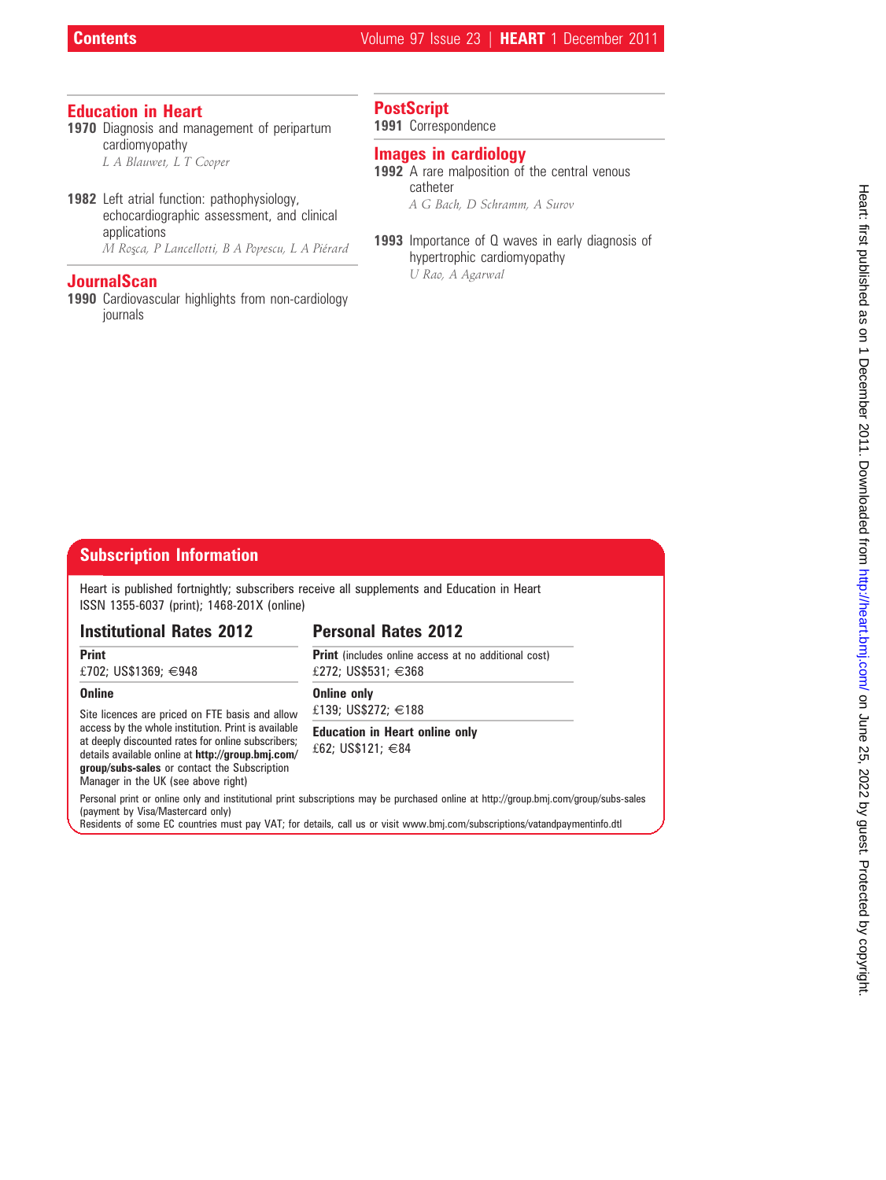# Contents

## Education in Heart

**1970** Diagnosis and management of peripartum cardiomyopathy
*L A Blauwet, L T Cooper*

**1982** Left atrial function: pathophysiology, echocardiographic assessment, and clinical applications
*M Roşca, P Lancellotti, B A Popescu, L A Piérard*

## JournalScan

**1990** Cardiovascular highlights from non-cardiology journals

## PostScript

**1991** Correspondence

## Images in cardiology

**1992** A rare malposition of the central venous catheter
*A G Bach, D Schramm, A Surov*

**1993** Importance of Q waves in early diagnosis of hypertrophic cardiomyopathy
*U Rao, A Agarwal*

## Subscription Information

Heart is published fortnightly; subscribers receive all supplements and Education in Heart
ISSN 1355-6037 (print); 1468-201X (online)

### Institutional Rates 2012

**Print**
£702; US$1369; €948

**Online**

Site licences are priced on FTE basis and allow access by the whole institution. Print is available at deeply discounted rates for online subscribers; details available online at **http://group.bmj.com/group/subs-sales** or contact the Subscription Manager in the UK (see above right)

### Personal Rates 2012

**Print** (includes online access at no additional cost)
£272; US$531; €368

**Online only**
£139; US$272; €188

**Education in Heart online only**
£62; US$121; €84

Personal print or online only and institutional print subscriptions may be purchased online at http://group.bmj.com/group/subs-sales (payment by Visa/Mastercard only)
Residents of some EC countries must pay VAT; for details, call us or visit www.bmj.com/subscriptions/vatandpaymentinfo.dtl